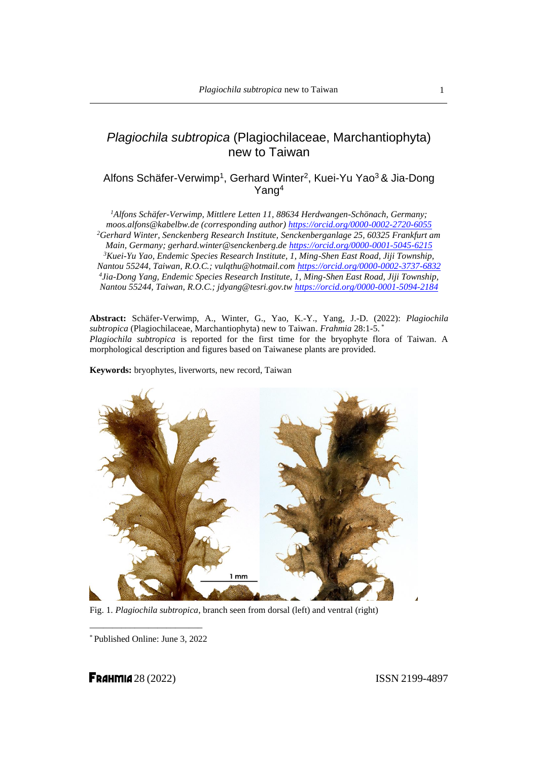# *Plagiochila subtropica* (Plagiochilaceae, Marchantiophyta) new to Taiwan

Alfons Schäfer-Verwimp[1], Gerhard Winter[2], Kuei-Yu Yao[3] & Jia-Dong Yang[4]

[1]*Alfons Schäfer-Verwimp, Mittlere Letten 11, 88634 Herdwangen-Schönach, Germany; moos.alfons@kabelbw.de (corresponding author)* https://orcid.org/0000-0002-2720-6055
[2]*Gerhard Winter, Senckenberg Research Institute, Senckenberganlage 25, 60325 Frankfurt am Main, Germany; gerhard.winter@senckenberg.de* https://orcid.org/0000-0001-5045-6215
[3]*Kuei-Yu Yao, Endemic Species Research Institute, 1, Ming-Shen East Road, Jiji Township, Nantou 55244, Taiwan, R.O.C.; vulqthu@hotmail.com* https://orcid.org/0000-0002-3737-6832
[4]*Jia-Dong Yang, Endemic Species Research Institute, 1, Ming-Shen East Road, Jiji Township, Nantou 55244, Taiwan, R.O.C.; jdyang@tesri.gov.tw* https://orcid.org/0000-0001-5094-2184

**Abstract:** Schäfer-Verwimp, A., Winter, G., Yao, K.-Y., Yang, J.-D. (2022): *Plagiochila subtropica* (Plagiochilaceae, Marchantiophyta) new to Taiwan. *Frahmia* 28:1-5.*
*Plagiochila subtropica* is reported for the first time for the bryophyte flora of Taiwan. A morphological description and figures based on Taiwanese plants are provided.

**Keywords:** bryophytes, liverworts, new record, Taiwan

Fig. 1. *Plagiochila subtropica*, branch seen from dorsal (left) and ventral (right)

* Published Online: June 3, 2022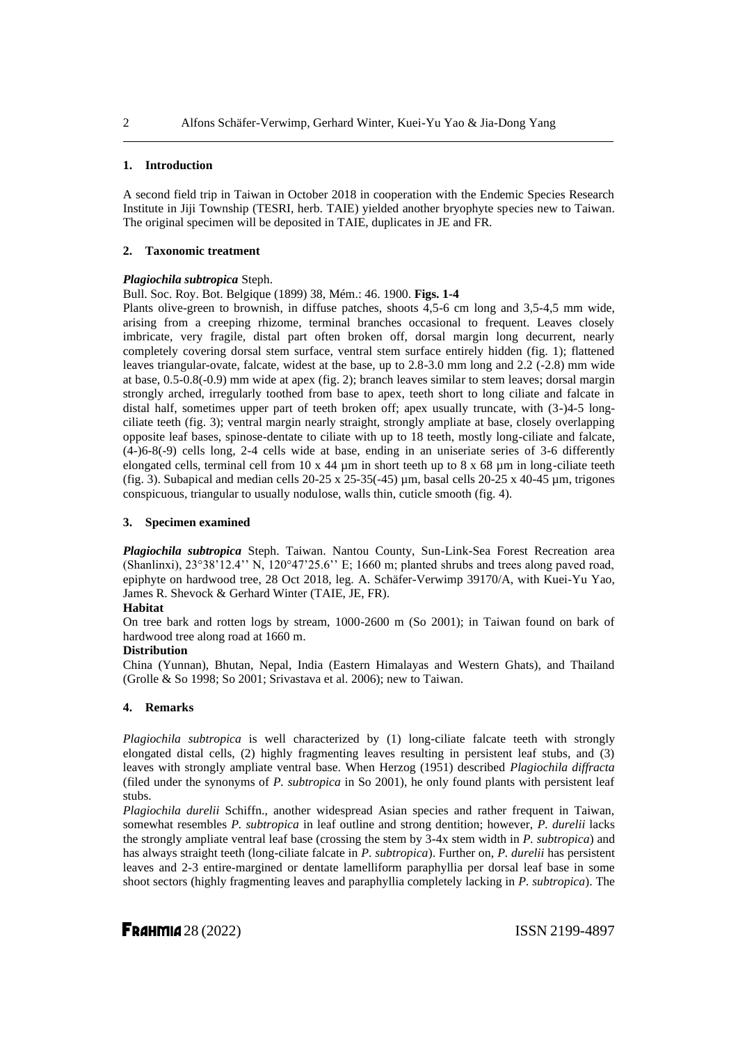## 1. Introduction

A second field trip in Taiwan in October 2018 in cooperation with the Endemic Species Research Institute in Jiji Township (TESRI, herb. TAIE) yielded another bryophyte species new to Taiwan. The original specimen will be deposited in TAIE, duplicates in JE and FR.

## 2. Taxonomic treatment

***Plagiochila subtropica*** Steph.

Bull. Soc. Roy. Bot. Belgique (1899) 38, Mém.: 46. 1900. **Figs. 1-4**

Plants olive-green to brownish, in diffuse patches, shoots 4,5-6 cm long and 3,5-4,5 mm wide, arising from a creeping rhizome, terminal branches occasional to frequent. Leaves closely imbricate, very fragile, distal part often broken off, dorsal margin long decurrent, nearly completely covering dorsal stem surface, ventral stem surface entirely hidden (fig. 1); flattened leaves triangular-ovate, falcate, widest at the base, up to 2.8-3.0 mm long and 2.2 (-2.8) mm wide at base, 0.5-0.8(-0.9) mm wide at apex (fig. 2); branch leaves similar to stem leaves; dorsal margin strongly arched, irregularly toothed from base to apex, teeth short to long ciliate and falcate in distal half, sometimes upper part of teeth broken off; apex usually truncate, with (3-)4-5 long-ciliate teeth (fig. 3); ventral margin nearly straight, strongly ampliate at base, closely overlapping opposite leaf bases, spinose-dentate to ciliate with up to 18 teeth, mostly long-ciliate and falcate, (4-)6-8(-9) cells long, 2-4 cells wide at base, ending in an uniseriate series of 3-6 differently elongated cells, terminal cell from 10 x 44 µm in short teeth up to 8 x 68 µm in long-ciliate teeth (fig. 3). Subapical and median cells 20-25 x 25-35(-45) µm, basal cells 20-25 x 40-45 µm, trigones conspicuous, triangular to usually nodulose, walls thin, cuticle smooth (fig. 4).

## 3. Specimen examined

***Plagiochila subtropica*** Steph. Taiwan. Nantou County, Sun-Link-Sea Forest Recreation area (Shanlinxi), 23°38'12.4'' N, 120°47'25.6'' E; 1660 m; planted shrubs and trees along paved road, epiphyte on hardwood tree, 28 Oct 2018, leg. A. Schäfer-Verwimp 39170/A, with Kuei-Yu Yao, James R. Shevock & Gerhard Winter (TAIE, JE, FR).

**Habitat**

On tree bark and rotten logs by stream, 1000-2600 m (So 2001); in Taiwan found on bark of hardwood tree along road at 1660 m.

**Distribution**

China (Yunnan), Bhutan, Nepal, India (Eastern Himalayas and Western Ghats), and Thailand (Grolle & So 1998; So 2001; Srivastava et al. 2006); new to Taiwan.

## 4. Remarks

*Plagiochila subtropica* is well characterized by (1) long-ciliate falcate teeth with strongly elongated distal cells, (2) highly fragmenting leaves resulting in persistent leaf stubs, and (3) leaves with strongly ampliate ventral base. When Herzog (1951) described *Plagiochila diffracta* (filed under the synonyms of *P. subtropica* in So 2001), he only found plants with persistent leaf stubs.

*Plagiochila durelii* Schiffn., another widespread Asian species and rather frequent in Taiwan, somewhat resembles *P. subtropica* in leaf outline and strong dentition; however, *P. durelii* lacks the strongly ampliate ventral leaf base (crossing the stem by 3-4x stem width in *P. subtropica*) and has always straight teeth (long-ciliate falcate in *P. subtropica*). Further on, *P. durelii* has persistent leaves and 2-3 entire-margined or dentate lamelliform paraphyllia per dorsal leaf base in some shoot sectors (highly fragmenting leaves and paraphyllia completely lacking in *P. subtropica*). The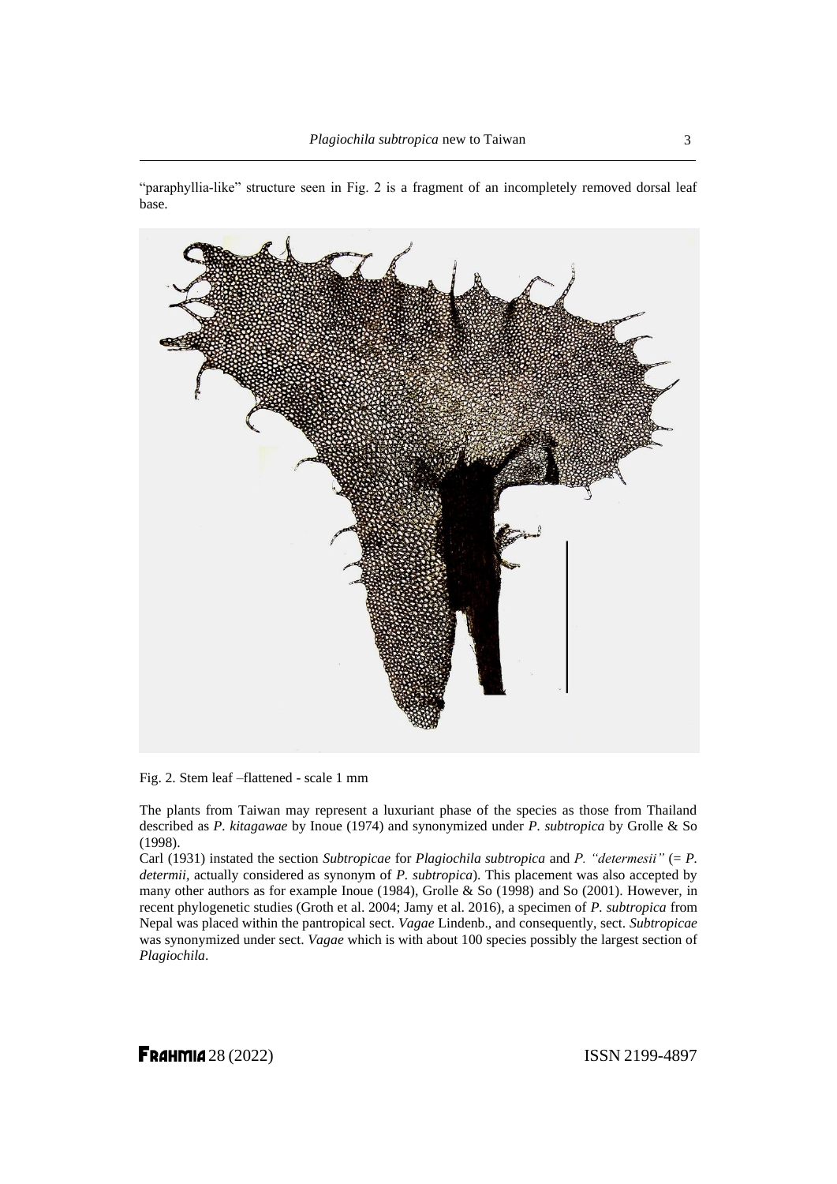"paraphyllia-like" structure seen in Fig. 2 is a fragment of an incompletely removed dorsal leaf base.

Fig. 2. Stem leaf –flattened - scale 1 mm

The plants from Taiwan may represent a luxuriant phase of the species as those from Thailand described as *P. kitagawae* by Inoue (1974) and synonymized under *P. subtropica* by Grolle & So (1998).

Carl (1931) instated the section *Subtropicae* for *Plagiochila subtropica* and *P. "determesii"* (= *P. determii*, actually considered as synonym of *P. subtropica*). This placement was also accepted by many other authors as for example Inoue (1984), Grolle & So (1998) and So (2001). However, in recent phylogenetic studies (Groth et al. 2004; Jamy et al. 2016), a specimen of *P. subtropica* from Nepal was placed within the pantropical sect. *Vagae* Lindenb., and consequently, sect. *Subtropicae* was synonymized under sect. *Vagae* which is with about 100 species possibly the largest section of *Plagiochila*.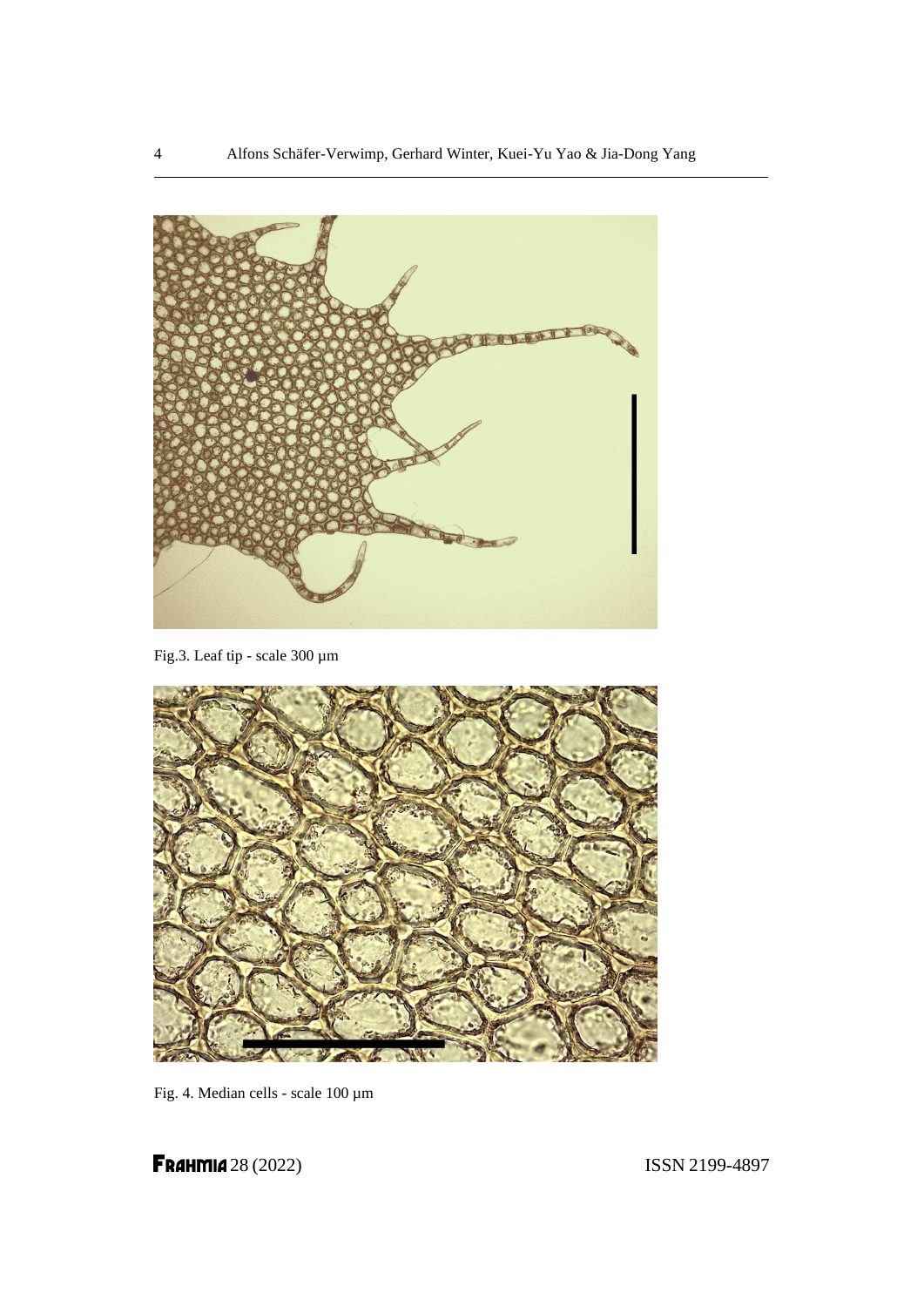Fig.3. Leaf tip - scale 300 µm

Fig. 4. Median cells - scale 100 µm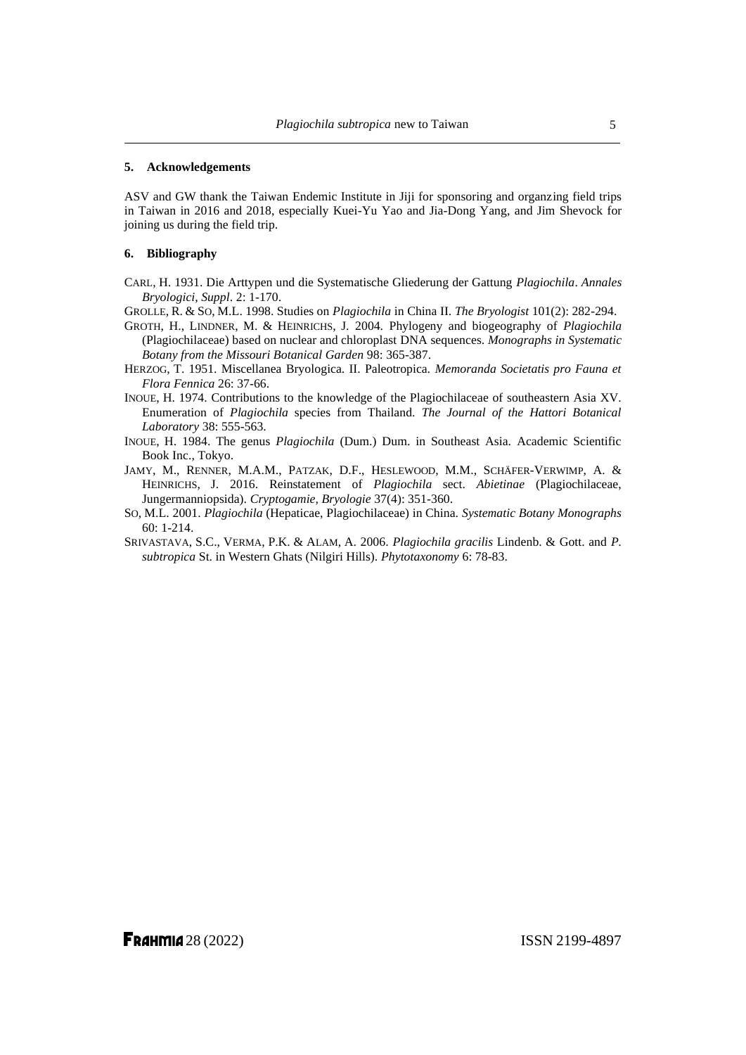## 5. Acknowledgements

ASV and GW thank the Taiwan Endemic Institute in Jiji for sponsoring and organzing field trips in Taiwan in 2016 and 2018, especially Kuei-Yu Yao and Jia-Dong Yang, and Jim Shevock for joining us during the field trip.

## 6. Bibliography

CARL, H. 1931. Die Arttypen und die Systematische Gliederung der Gattung *Plagiochila*. *Annales Bryologici, Suppl*. 2: 1-170.

GROLLE, R. & SO, M.L. 1998. Studies on *Plagiochila* in China II. *The Bryologist* 101(2): 282-294.

GROTH, H., LINDNER, M. & HEINRICHS, J. 2004. Phylogeny and biogeography of *Plagiochila* (Plagiochilaceae) based on nuclear and chloroplast DNA sequences. *Monographs in Systematic Botany from the Missouri Botanical Garden* 98: 365-387.

HERZOG, T. 1951. Miscellanea Bryologica. II. Paleotropica. *Memoranda Societatis pro Fauna et Flora Fennica* 26: 37-66.

INOUE, H. 1974. Contributions to the knowledge of the Plagiochilaceae of southeastern Asia XV. Enumeration of *Plagiochila* species from Thailand. *The Journal of the Hattori Botanical Laboratory* 38: 555-563.

INOUE, H. 1984. The genus *Plagiochila* (Dum.) Dum. in Southeast Asia. Academic Scientific Book Inc., Tokyo.

JAMY, M., RENNER, M.A.M., PATZAK, D.F., HESLEWOOD, M.M., SCHÄFER-VERWIMP, A. & HEINRICHS, J. 2016. Reinstatement of *Plagiochila* sect. *Abietinae* (Plagiochilaceae, Jungermanniopsida). *Cryptogamie, Bryologie* 37(4): 351-360.

SO, M.L. 2001. *Plagiochila* (Hepaticae, Plagiochilaceae) in China. *Systematic Botany Monographs* 60: 1-214.

SRIVASTAVA, S.C., VERMA, P.K. & ALAM, A. 2006. *Plagiochila gracilis* Lindenb. & Gott. and *P. subtropica* St. in Western Ghats (Nilgiri Hills). *Phytotaxonomy* 6: 78-83.